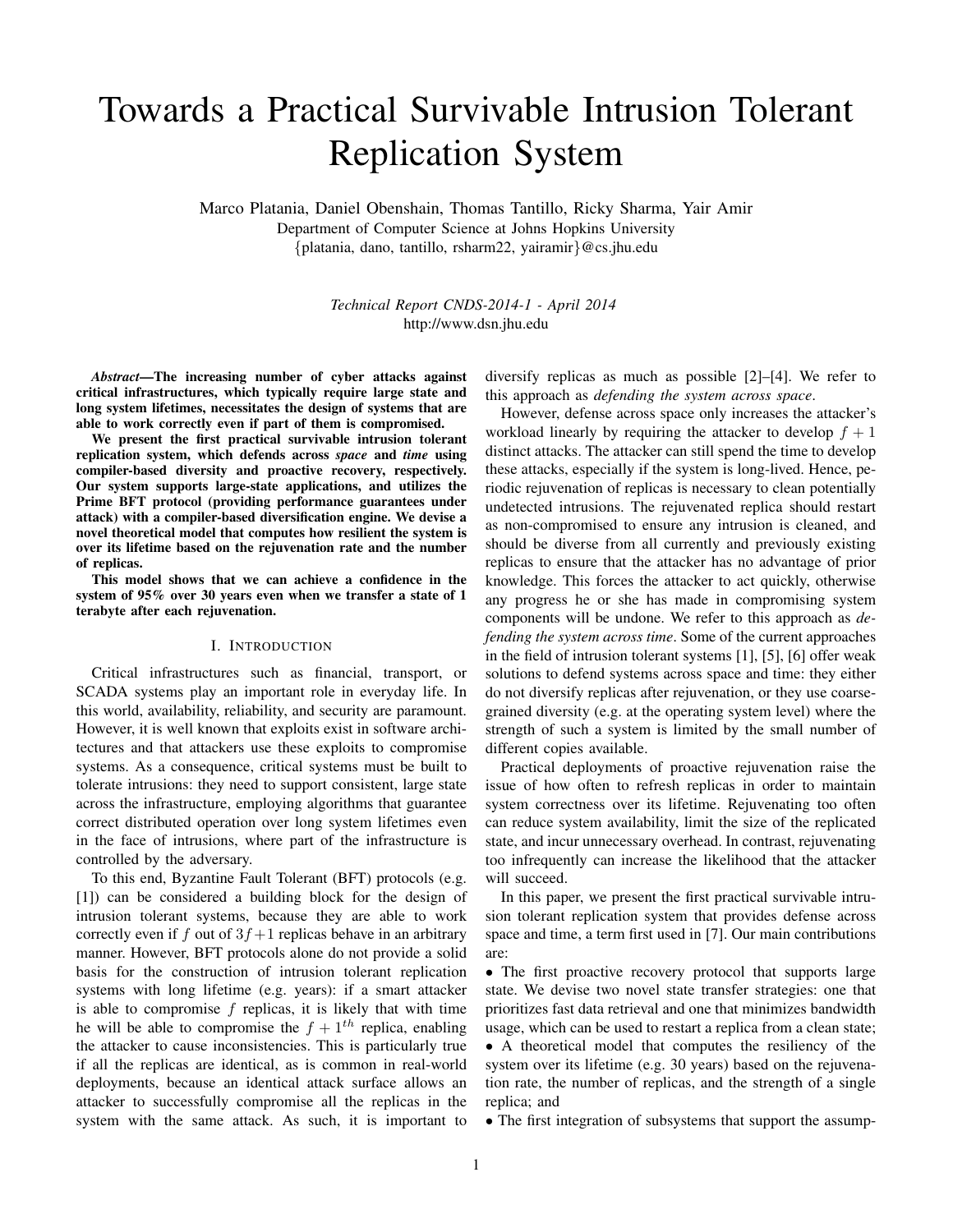# Towards a Practical Survivable Intrusion Tolerant Replication System

Marco Platania, Daniel Obenshain, Thomas Tantillo, Ricky Sharma, Yair Amir
Department of Computer Science at Johns Hopkins University
{platania, dano, tantillo, rsharm22, yairamir}@cs.jhu.edu

*Technical Report CNDS-2014-1 - April 2014*
http://www.dsn.jhu.edu

***Abstract*—The increasing number of cyber attacks against critical infrastructures, which typically require large state and long system lifetimes, necessitates the design of systems that are able to work correctly even if part of them is compromised.**

**We present the first practical survivable intrusion tolerant replication system, which defends across *space* and *time* using compiler-based diversity and proactive recovery, respectively. Our system supports large-state applications, and utilizes the Prime BFT protocol (providing performance guarantees under attack) with a compiler-based diversification engine. We devise a novel theoretical model that computes how resilient the system is over its lifetime based on the rejuvenation rate and the number of replicas.**

**This model shows that we can achieve a confidence in the system of 95% over 30 years even when we transfer a state of 1 terabyte after each rejuvenation.**

## I. Introduction

Critical infrastructures such as financial, transport, or SCADA systems play an important role in everyday life. In this world, availability, reliability, and security are paramount. However, it is well known that exploits exist in software architectures and that attackers use these exploits to compromise systems. As a consequence, critical systems must be built to tolerate intrusions: they need to support consistent, large state across the infrastructure, employing algorithms that guarantee correct distributed operation over long system lifetimes even in the face of intrusions, where part of the infrastructure is controlled by the adversary.

To this end, Byzantine Fault Tolerant (BFT) protocols (e.g. [1]) can be considered a building block for the design of intrusion tolerant systems, because they are able to work correctly even if $f$ out of $3f+1$ replicas behave in an arbitrary manner. However, BFT protocols alone do not provide a solid basis for the construction of intrusion tolerant replication systems with long lifetime (e.g. years): if a smart attacker is able to compromise $f$ replicas, it is likely that with time he will be able to compromise the $f+1^{th}$ replica, enabling the attacker to cause inconsistencies. This is particularly true if all the replicas are identical, as is common in real-world deployments, because an identical attack surface allows an attacker to successfully compromise all the replicas in the system with the same attack. As such, it is important to diversify replicas as much as possible [2]–[4]. We refer to this approach as *defending the system across space*.

However, defense across space only increases the attacker's workload linearly by requiring the attacker to develop $f+1$ distinct attacks. The attacker can still spend the time to develop these attacks, especially if the system is long-lived. Hence, periodic rejuvenation of replicas is necessary to clean potentially undetected intrusions. The rejuvenated replica should restart as non-compromised to ensure any intrusion is cleaned, and should be diverse from all currently and previously existing replicas to ensure that the attacker has no advantage of prior knowledge. This forces the attacker to act quickly, otherwise any progress he or she has made in compromising system components will be undone. We refer to this approach as *defending the system across time*. Some of the current approaches in the field of intrusion tolerant systems [1], [5], [6] offer weak solutions to defend systems across space and time: they either do not diversify replicas after rejuvenation, or they use coarse-grained diversity (e.g. at the operating system level) where the strength of such a system is limited by the small number of different copies available.

Practical deployments of proactive rejuvenation raise the issue of how often to refresh replicas in order to maintain system correctness over its lifetime. Rejuvenating too often can reduce system availability, limit the size of the replicated state, and incur unnecessary overhead. In contrast, rejuvenating too infrequently can increase the likelihood that the attacker will succeed.

In this paper, we present the first practical survivable intrusion tolerant replication system that provides defense across space and time, a term first used in [7]. Our main contributions are:

- The first proactive recovery protocol that supports large state. We devise two novel state transfer strategies: one that prioritizes fast data retrieval and one that minimizes bandwidth usage, which can be used to restart a replica from a clean state;
- A theoretical model that computes the resiliency of the system over its lifetime (e.g. 30 years) based on the rejuvenation rate, the number of replicas, and the strength of a single replica; and
- The first integration of subsystems that support the assump-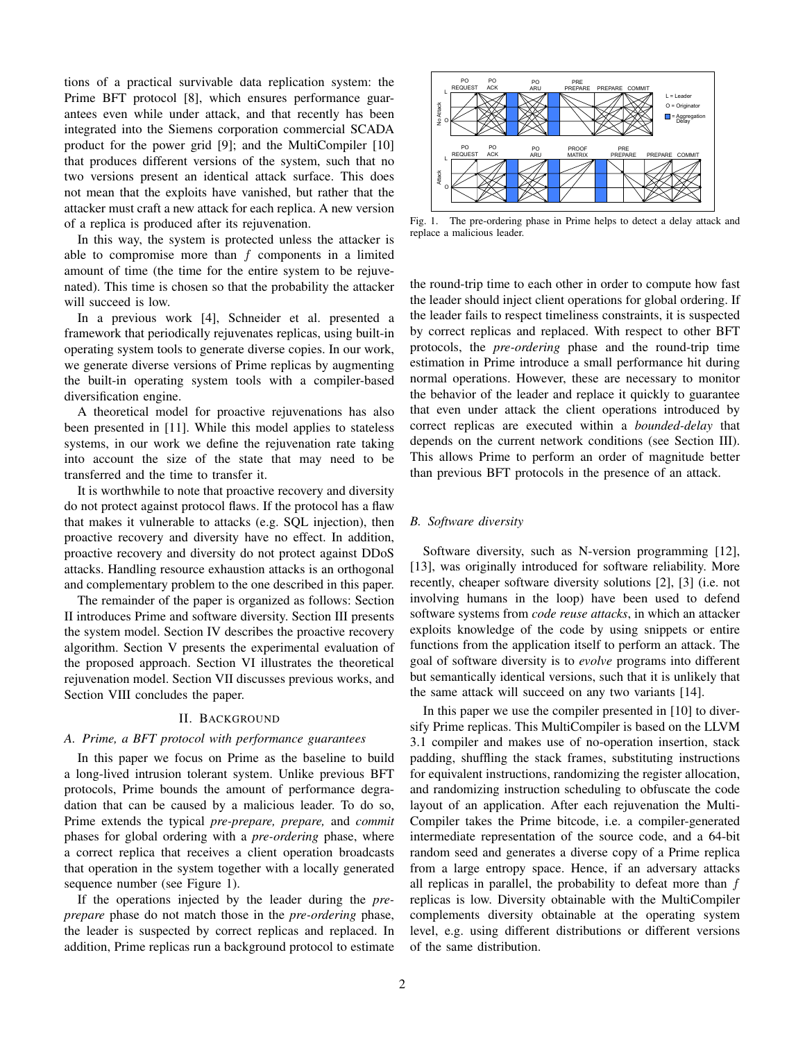tions of a practical survivable data replication system: the Prime BFT protocol [8], which ensures performance guarantees even while under attack, and that recently has been integrated into the Siemens corporation commercial SCADA product for the power grid [9]; and the MultiCompiler [10] that produces different versions of the system, such that no two versions present an identical attack surface. This does not mean that the exploits have vanished, but rather that the attacker must craft a new attack for each replica. A new version of a replica is produced after its rejuvenation.

In this way, the system is protected unless the attacker is able to compromise more than $f$ components in a limited amount of time (the time for the entire system to be rejuvenated). This time is chosen so that the probability the attacker will succeed is low.

In a previous work [4], Schneider et al. presented a framework that periodically rejuvenates replicas, using built-in operating system tools to generate diverse copies. In our work, we generate diverse versions of Prime replicas by augmenting the built-in operating system tools with a compiler-based diversification engine.

A theoretical model for proactive rejuvenations has also been presented in [11]. While this model applies to stateless systems, in our work we define the rejuvenation rate taking into account the size of the state that may need to be transferred and the time to transfer it.

It is worthwhile to note that proactive recovery and diversity do not protect against protocol flaws. If the protocol has a flaw that makes it vulnerable to attacks (e.g. SQL injection), then proactive recovery and diversity have no effect. In addition, proactive recovery and diversity do not protect against DDoS attacks. Handling resource exhaustion attacks is an orthogonal and complementary problem to the one described in this paper.

The remainder of the paper is organized as follows: Section II introduces Prime and software diversity. Section III presents the system model. Section IV describes the proactive recovery algorithm. Section V presents the experimental evaluation of the proposed approach. Section VI illustrates the theoretical rejuvenation model. Section VII discusses previous works, and Section VIII concludes the paper.

## II. Background

### A. Prime, a BFT protocol with performance guarantees

In this paper we focus on Prime as the baseline to build a long-lived intrusion tolerant system. Unlike previous BFT protocols, Prime bounds the amount of performance degradation that can be caused by a malicious leader. To do so, Prime extends the typical *pre-prepare, prepare,* and *commit* phases for global ordering with a *pre-ordering* phase, where a correct replica that receives a client operation broadcasts that operation in the system together with a locally generated sequence number (see Figure 1).

If the operations injected by the leader during the *pre-prepare* phase do not match those in the *pre-ordering* phase, the leader is suspected by correct replicas and replaced. In addition, Prime replicas run a background protocol to estimate the round-trip time to each other in order to compute how fast the leader should inject client operations for global ordering. If the leader fails to respect timeliness constraints, it is suspected by correct replicas and replaced. With respect to other BFT protocols, the *pre-ordering* phase and the round-trip time estimation in Prime introduce a small performance hit during normal operations. However, these are necessary to monitor the behavior of the leader and replace it quickly to guarantee that even under attack the client operations introduced by correct replicas are executed within a *bounded-delay* that depends on the current network conditions (see Section III). This allows Prime to perform an order of magnitude better than previous BFT protocols in the presence of an attack.

Fig. 1. The pre-ordering phase in Prime helps to detect a delay attack and replace a malicious leader.

### B. Software diversity

Software diversity, such as N-version programming [12], [13], was originally introduced for software reliability. More recently, cheaper software diversity solutions [2], [3] (i.e. not involving humans in the loop) have been used to defend software systems from *code reuse attacks*, in which an attacker exploits knowledge of the code by using snippets or entire functions from the application itself to perform an attack. The goal of software diversity is to *evolve* programs into different but semantically identical versions, such that it is unlikely that the same attack will succeed on any two variants [14].

In this paper we use the compiler presented in [10] to diversify Prime replicas. This MultiCompiler is based on the LLVM 3.1 compiler and makes use of no-operation insertion, stack padding, shuffling the stack frames, substituting instructions for equivalent instructions, randomizing the register allocation, and randomizing instruction scheduling to obfuscate the code layout of an application. After each rejuvenation the MultiCompiler takes the Prime bitcode, i.e. a compiler-generated intermediate representation of the source code, and a 64-bit random seed and generates a diverse copy of a Prime replica from a large entropy space. Hence, if an adversary attacks all replicas in parallel, the probability to defeat more than $f$ replicas is low. Diversity obtainable with the MultiCompiler complements diversity obtainable at the operating system level, e.g. using different distributions or different versions of the same distribution.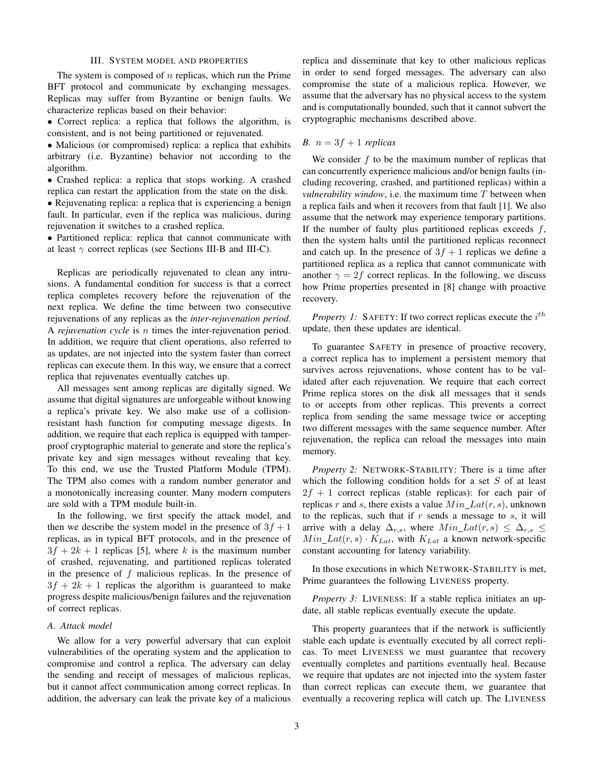## III. System model and properties

The system is composed of $n$ replicas, which run the Prime BFT protocol and communicate by exchanging messages. Replicas may suffer from Byzantine or benign faults. We characterize replicas based on their behavior:

- Correct replica: a replica that follows the algorithm, is consistent, and is not being partitioned or rejuvenated.
- Malicious (or compromised) replica: a replica that exhibits arbitrary (i.e. Byzantine) behavior not according to the algorithm.
- Crashed replica: a replica that stops working. A crashed replica can restart the application from the state on the disk.
- Rejuvenating replica: a replica that is experiencing a benign fault. In particular, even if the replica was malicious, during rejuvenation it switches to a crashed replica.
- Partitioned replica: replica that cannot communicate with at least $\gamma$ correct replicas (see Sections III-B and III-C).

Replicas are periodically rejuvenated to clean any intrusions. A fundamental condition for success is that a correct replica completes recovery before the rejuvenation of the next replica. We define the time between two consecutive rejuvenations of any replicas as the *inter-rejuvenation period*. A *rejuvenation cycle* is $n$ times the inter-rejuvenation period. In addition, we require that client operations, also referred to as updates, are not injected into the system faster than correct replicas can execute them. In this way, we ensure that a correct replica that rejuvenates eventually catches up.

All messages sent among replicas are digitally signed. We assume that digital signatures are unforgeable without knowing a replica's private key. We also make use of a collision-resistant hash function for computing message digests. In addition, we require that each replica is equipped with tamper-proof cryptographic material to generate and store the replica's private key and sign messages without revealing that key. To this end, we use the Trusted Platform Module (TPM). The TPM also comes with a random number generator and a monotonically increasing counter. Many modern computers are sold with a TPM module built-in.

In the following, we first specify the attack model, and then we describe the system model in the presence of $3f+1$ replicas, as in typical BFT protocols, and in the presence of $3f+2k+1$ replicas [5], where $k$ is the maximum number of crashed, rejuvenating, and partitioned replicas tolerated in the presence of $f$ malicious replicas. In the presence of $3f+2k+1$ replicas the algorithm is guaranteed to make progress despite malicious/benign failures and the rejuvenation of correct replicas.

### A. Attack model

We allow for a very powerful adversary that can exploit vulnerabilities of the operating system and the application to compromise and control a replica. The adversary can delay the sending and receipt of messages of malicious replicas, but it cannot affect communication among correct replicas. In addition, the adversary can leak the private key of a malicious replica and disseminate that key to other malicious replicas in order to send forged messages. The adversary can also compromise the state of a malicious replica. However, we assume that the adversary has no physical access to the system and is computationally bounded, such that it cannot subvert the cryptographic mechanisms described above.

### B. $n = 3f + 1$ replicas

We consider $f$ to be the maximum number of replicas that can concurrently experience malicious and/or benign faults (including recovering, crashed, and partitioned replicas) within a *vulnerability window*, i.e. the maximum time $T$ between when a replica fails and when it recovers from that fault [1]. We also assume that the network may experience temporary partitions. If the number of faulty plus partitioned replicas exceeds $f$, then the system halts until the partitioned replicas reconnect and catch up. In the presence of $3f+1$ replicas we define a partitioned replica as a replica that cannot communicate with another $\gamma = 2f$ correct replicas. In the following, we discuss how Prime properties presented in [8] change with proactive recovery.

*Property 1:* SAFETY: If two correct replicas execute the $i^{th}$ update, then these updates are identical.

To guarantee SAFETY in presence of proactive recovery, a correct replica has to implement a persistent memory that survives across rejuvenations, whose content has to be validated after each rejuvenation. We require that each correct Prime replica stores on the disk all messages that it sends to or accepts from other replicas. This prevents a correct replica from sending the same message twice or accepting two different messages with the same sequence number. After rejuvenation, the replica can reload the messages into main memory.

*Property 2:* NETWORK-STABILITY: There is a time after which the following condition holds for a set $S$ of at least $2f+1$ correct replicas (stable replicas): for each pair of replicas $r$ and $s$, there exists a value $Min\_Lat(r,s)$, unknown to the replicas, such that if $r$ sends a message to $s$, it will arrive with a delay $\Delta_{r,s}$, where $Min\_Lat(r,s) \leq \Delta_{r,s} \leq Min\_Lat(r,s) \cdot K_{Lat}$, with $K_{Lat}$ a known network-specific constant accounting for latency variability.

In those executions in which NETWORK-STABILITY is met, Prime guarantees the following LIVENESS property.

*Property 3:* LIVENESS: If a stable replica initiates an update, all stable replicas eventually execute the update.

This property guarantees that if the network is sufficiently stable each update is eventually executed by all correct replicas. To meet LIVENESS we must guarantee that recovery eventually completes and partitions eventually heal. Because we require that updates are not injected into the system faster than correct replicas can execute them, we guarantee that eventually a recovering replica will catch up. The LIVENESS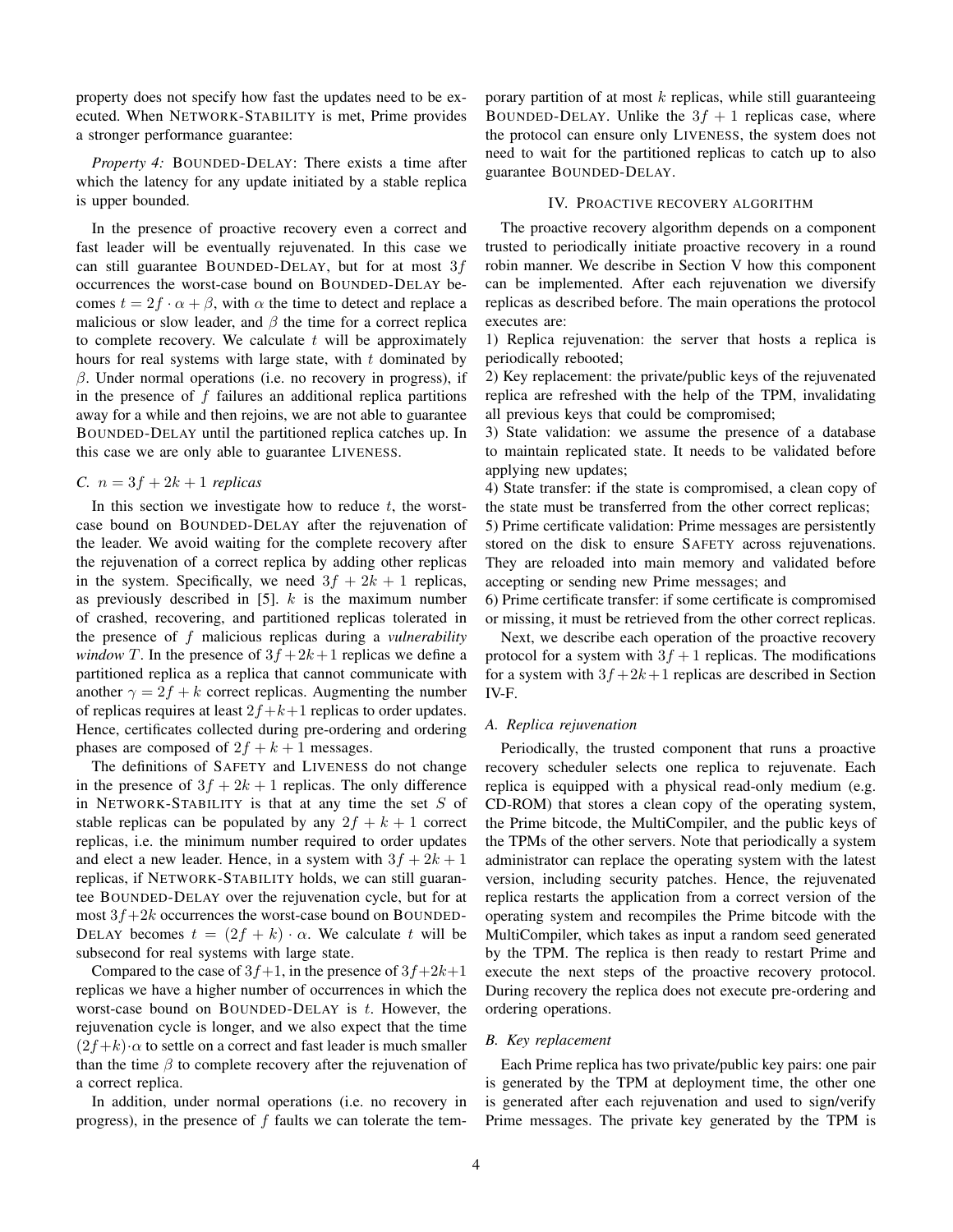property does not specify how fast the updates need to be executed. When NETWORK-STABILITY is met, Prime provides a stronger performance guarantee:

*Property 4:* BOUNDED-DELAY: There exists a time after which the latency for any update initiated by a stable replica is upper bounded.

In the presence of proactive recovery even a correct and fast leader will be eventually rejuvenated. In this case we can still guarantee BOUNDED-DELAY, but for at most $3f$ occurrences the worst-case bound on BOUNDED-DELAY becomes $t = 2f \cdot \alpha + \beta$, with $\alpha$ the time to detect and replace a malicious or slow leader, and $\beta$ the time for a correct replica to complete recovery. We calculate $t$ will be approximately hours for real systems with large state, with $t$ dominated by $\beta$. Under normal operations (i.e. no recovery in progress), if in the presence of $f$ failures an additional replica partitions away for a while and then rejoins, we are not able to guarantee BOUNDED-DELAY until the partitioned replica catches up. In this case we are only able to guarantee LIVENESS.

### C. $n = 3f + 2k + 1$ replicas

In this section we investigate how to reduce $t$, the worst-case bound on BOUNDED-DELAY after the rejuvenation of the leader. We avoid waiting for the complete recovery after the rejuvenation of a correct replica by adding other replicas in the system. Specifically, we need $3f + 2k + 1$ replicas, as previously described in [5]. $k$ is the maximum number of crashed, recovering, and partitioned replicas tolerated in the presence of $f$ malicious replicas during a *vulnerability window* $T$. In the presence of $3f+2k+1$ replicas we define a partitioned replica as a replica that cannot communicate with another $\gamma = 2f + k$ correct replicas. Augmenting the number of replicas requires at least $2f+k+1$ replicas to order updates. Hence, certificates collected during pre-ordering and ordering phases are composed of $2f + k + 1$ messages.

The definitions of SAFETY and LIVENESS do not change in the presence of $3f + 2k + 1$ replicas. The only difference in NETWORK-STABILITY is that at any time the set $S$ of stable replicas can be populated by any $2f + k + 1$ correct replicas, i.e. the minimum number required to order updates and elect a new leader. Hence, in a system with $3f + 2k + 1$ replicas, if NETWORK-STABILITY holds, we can still guarantee BOUNDED-DELAY over the rejuvenation cycle, but for at most $3f+2k$ occurrences the worst-case bound on BOUNDED-DELAY becomes $t = (2f + k) \cdot \alpha$. We calculate $t$ will be subsecond for real systems with large state.

Compared to the case of $3f+1$, in the presence of $3f+2k+1$ replicas we have a higher number of occurrences in which the worst-case bound on BOUNDED-DELAY is $t$. However, the rejuvenation cycle is longer, and we also expect that the time $(2f+k)\cdot\alpha$ to settle on a correct and fast leader is much smaller than the time $\beta$ to complete recovery after the rejuvenation of a correct replica.

In addition, under normal operations (i.e. no recovery in progress), in the presence of $f$ faults we can tolerate the temporary partition of at most $k$ replicas, while still guaranteeing BOUNDED-DELAY. Unlike the $3f + 1$ replicas case, where the protocol can ensure only LIVENESS, the system does not need to wait for the partitioned replicas to catch up to also guarantee BOUNDED-DELAY.

## IV. PROACTIVE RECOVERY ALGORITHM

The proactive recovery algorithm depends on a component trusted to periodically initiate proactive recovery in a round robin manner. We describe in Section V how this component can be implemented. After each rejuvenation we diversify replicas as described before. The main operations the protocol executes are:

1) Replica rejuvenation: the server that hosts a replica is periodically rebooted;
2) Key replacement: the private/public keys of the rejuvenated replica are refreshed with the help of the TPM, invalidating all previous keys that could be compromised;
3) State validation: we assume the presence of a database to maintain replicated state. It needs to be validated before applying new updates;
4) State transfer: if the state is compromised, a clean copy of the state must be transferred from the other correct replicas;
5) Prime certificate validation: Prime messages are persistently stored on the disk to ensure SAFETY across rejuvenations. They are reloaded into main memory and validated before accepting or sending new Prime messages; and
6) Prime certificate transfer: if some certificate is compromised or missing, it must be retrieved from the other correct replicas.

Next, we describe each operation of the proactive recovery protocol for a system with $3f + 1$ replicas. The modifications for a system with $3f+2k+1$ replicas are described in Section IV-F.

### A. Replica rejuvenation

Periodically, the trusted component that runs a proactive recovery scheduler selects one replica to rejuvenate. Each replica is equipped with a physical read-only medium (e.g. CD-ROM) that stores a clean copy of the operating system, the Prime bitcode, the MultiCompiler, and the public keys of the TPMs of the other servers. Note that periodically a system administrator can replace the operating system with the latest version, including security patches. Hence, the rejuvenated replica restarts the application from a correct version of the operating system and recompiles the Prime bitcode with the MultiCompiler, which takes as input a random seed generated by the TPM. The replica is then ready to restart Prime and execute the next steps of the proactive recovery protocol. During recovery the replica does not execute pre-ordering and ordering operations.

### B. Key replacement

Each Prime replica has two private/public key pairs: one pair is generated by the TPM at deployment time, the other one is generated after each rejuvenation and used to sign/verify Prime messages. The private key generated by the TPM is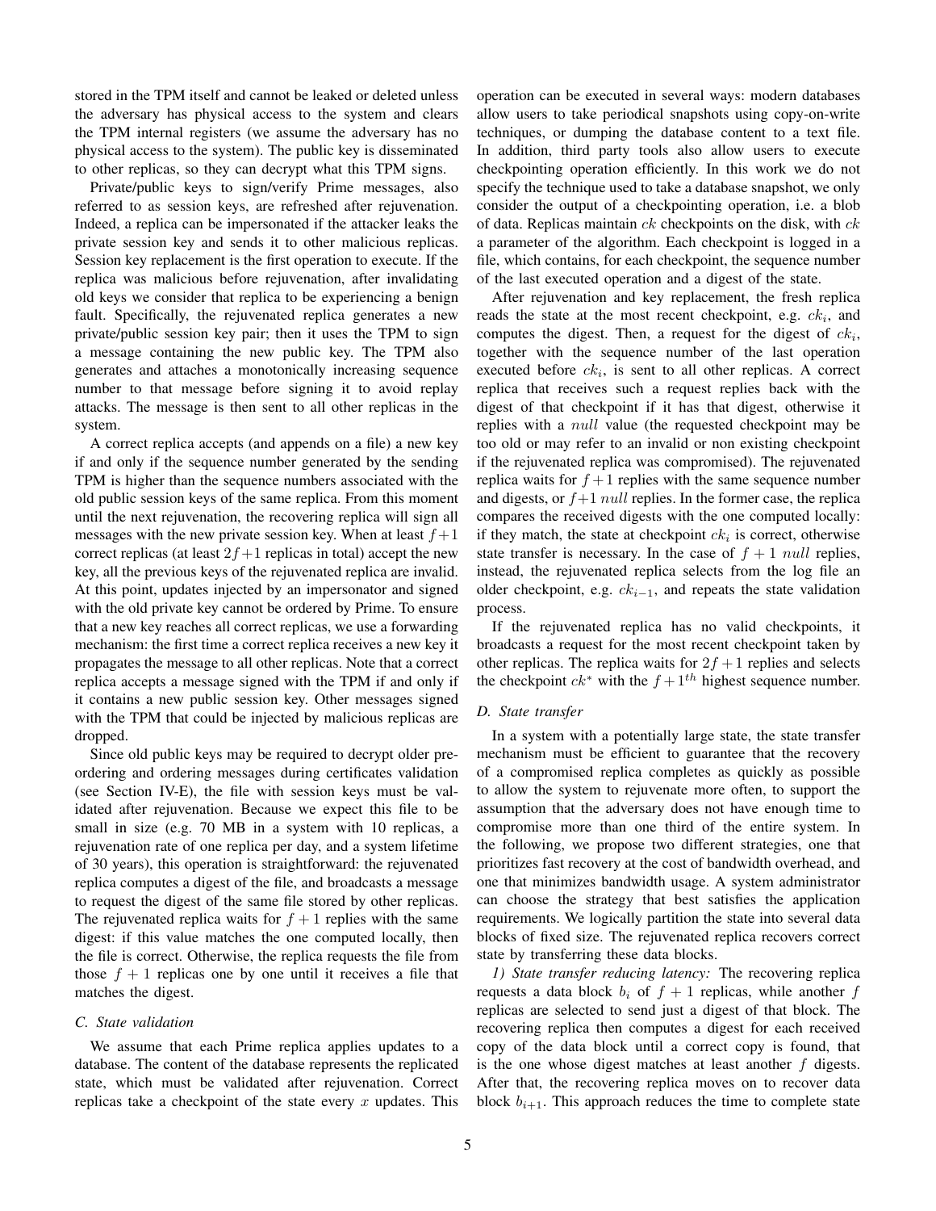stored in the TPM itself and cannot be leaked or deleted unless the adversary has physical access to the system and clears the TPM internal registers (we assume the adversary has no physical access to the system). The public key is disseminated to other replicas, so they can decrypt what this TPM signs.

Private/public keys to sign/verify Prime messages, also referred to as session keys, are refreshed after rejuvenation. Indeed, a replica can be impersonated if the attacker leaks the private session key and sends it to other malicious replicas. Session key replacement is the first operation to execute. If the replica was malicious before rejuvenation, after invalidating old keys we consider that replica to be experiencing a benign fault. Specifically, the rejuvenated replica generates a new private/public session key pair; then it uses the TPM to sign a message containing the new public key. The TPM also generates and attaches a monotonically increasing sequence number to that message before signing it to avoid replay attacks. The message is then sent to all other replicas in the system.

A correct replica accepts (and appends on a file) a new key if and only if the sequence number generated by the sending TPM is higher than the sequence numbers associated with the old public session keys of the same replica. From this moment until the next rejuvenation, the recovering replica will sign all messages with the new private session key. When at least $f+1$ correct replicas (at least $2f+1$ replicas in total) accept the new key, all the previous keys of the rejuvenated replica are invalid. At this point, updates injected by an impersonator and signed with the old private key cannot be ordered by Prime. To ensure that a new key reaches all correct replicas, we use a forwarding mechanism: the first time a correct replica receives a new key it propagates the message to all other replicas. Note that a correct replica accepts a message signed with the TPM if and only if it contains a new public session key. Other messages signed with the TPM that could be injected by malicious replicas are dropped.

Since old public keys may be required to decrypt older pre-ordering and ordering messages during certificates validation (see Section IV-E), the file with session keys must be validated after rejuvenation. Because we expect this file to be small in size (e.g. 70 MB in a system with 10 replicas, a rejuvenation rate of one replica per day, and a system lifetime of 30 years), this operation is straightforward: the rejuvenated replica computes a digest of the file, and broadcasts a message to request the digest of the same file stored by other replicas. The rejuvenated replica waits for $f+1$ replies with the same digest: if this value matches the one computed locally, then the file is correct. Otherwise, the replica requests the file from those $f+1$ replicas one by one until it receives a file that matches the digest.

### C. State validation

We assume that each Prime replica applies updates to a database. The content of the database represents the replicated state, which must be validated after rejuvenation. Correct replicas take a checkpoint of the state every $x$ updates. This operation can be executed in several ways: modern databases allow users to take periodical snapshots using copy-on-write techniques, or dumping the database content to a text file. In addition, third party tools also allow users to execute checkpointing operation efficiently. In this work we do not specify the technique used to take a database snapshot, we only consider the output of a checkpointing operation, i.e. a blob of data. Replicas maintain $ck$ checkpoints on the disk, with $ck$ a parameter of the algorithm. Each checkpoint is logged in a file, which contains, for each checkpoint, the sequence number of the last executed operation and a digest of the state.

After rejuvenation and key replacement, the fresh replica reads the state at the most recent checkpoint, e.g. $ck_i$, and computes the digest. Then, a request for the digest of $ck_i$, together with the sequence number of the last operation executed before $ck_i$, is sent to all other replicas. A correct replica that receives such a request replies back with the digest of that checkpoint if it has that digest, otherwise it replies with a $null$ value (the requested checkpoint may be too old or may refer to an invalid or non existing checkpoint if the rejuvenated replica was compromised). The rejuvenated replica waits for $f+1$ replies with the same sequence number and digests, or $f+1$ $null$ replies. In the former case, the replica compares the received digests with the one computed locally: if they match, the state at checkpoint $ck_i$ is correct, otherwise state transfer is necessary. In the case of $f+1$ $null$ replies, instead, the rejuvenated replica selects from the log file an older checkpoint, e.g. $ck_{i-1}$, and repeats the state validation process.

If the rejuvenated replica has no valid checkpoints, it broadcasts a request for the most recent checkpoint taken by other replicas. The replica waits for $2f+1$ replies and selects the checkpoint $ck^*$ with the $f+1^{th}$ highest sequence number.

### D. State transfer

In a system with a potentially large state, the state transfer mechanism must be efficient to guarantee that the recovery of a compromised replica completes as quickly as possible to allow the system to rejuvenate more often, to support the assumption that the adversary does not have enough time to compromise more than one third of the entire system. In the following, we propose two different strategies, one that prioritizes fast recovery at the cost of bandwidth overhead, and one that minimizes bandwidth usage. A system administrator can choose the strategy that best satisfies the application requirements. We logically partition the state into several data blocks of fixed size. The rejuvenated replica recovers correct state by transferring these data blocks.

*1) State transfer reducing latency:* The recovering replica requests a data block $b_i$ of $f+1$ replicas, while another $f$ replicas are selected to send just a digest of that block. The recovering replica then computes a digest for each received copy of the data block until a correct copy is found, that is the one whose digest matches at least another $f$ digests. After that, the recovering replica moves on to recover data block $b_{i+1}$. This approach reduces the time to complete state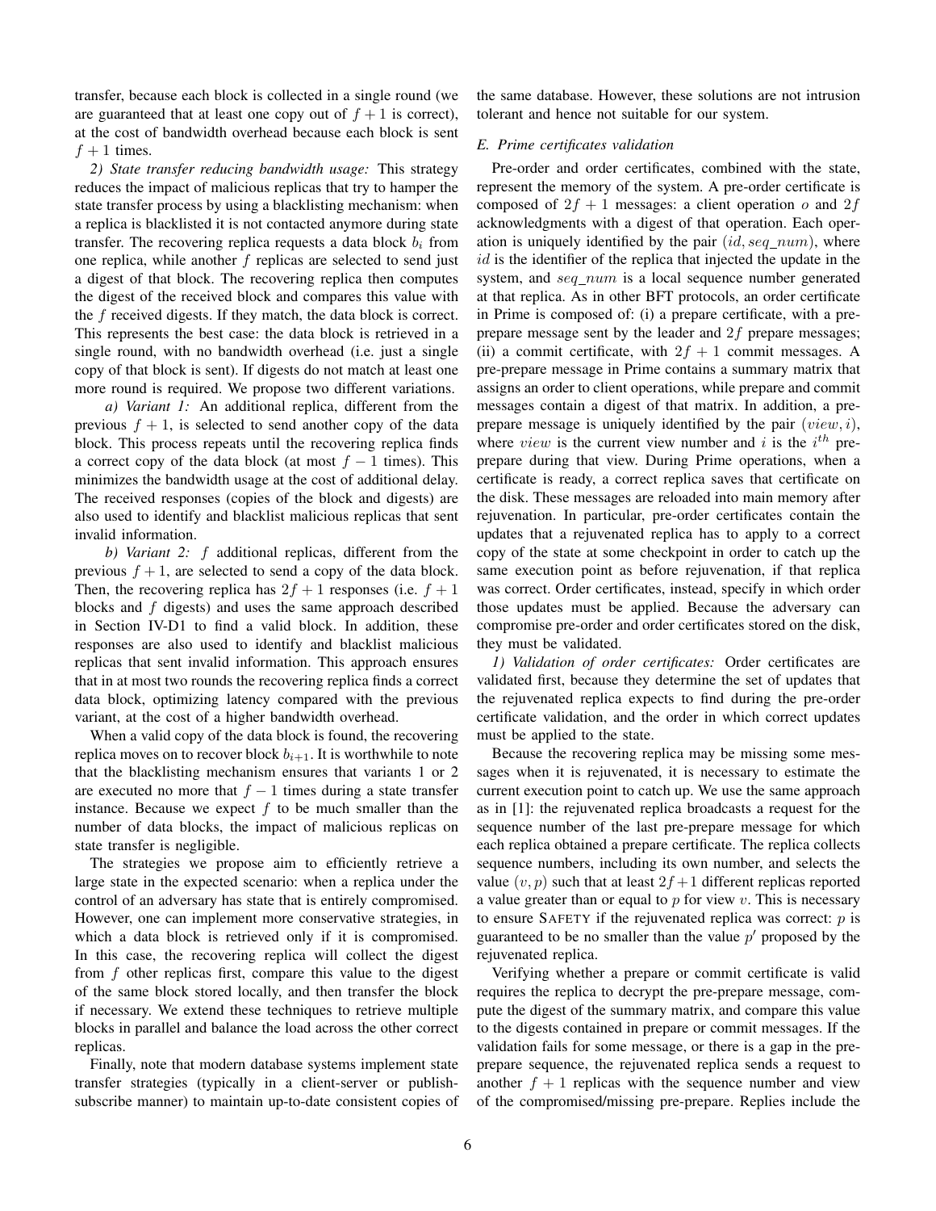transfer, because each block is collected in a single round (we are guaranteed that at least one copy out of $f+1$ is correct), at the cost of bandwidth overhead because each block is sent $f+1$ times.

*2) State transfer reducing bandwidth usage:* This strategy reduces the impact of malicious replicas that try to hamper the state transfer process by using a blacklisting mechanism: when a replica is blacklisted it is not contacted anymore during state transfer. The recovering replica requests a data block $b_i$ from one replica, while another $f$ replicas are selected to send just a digest of that block. The recovering replica then computes the digest of the received block and compares this value with the $f$ received digests. If they match, the data block is correct. This represents the best case: the data block is retrieved in a single round, with no bandwidth overhead (i.e. just a single copy of that block is sent). If digests do not match at least one more round is required. We propose two different variations.

*a) Variant 1:* An additional replica, different from the previous $f+1$, is selected to send another copy of the data block. This process repeats until the recovering replica finds a correct copy of the data block (at most $f-1$ times). This minimizes the bandwidth usage at the cost of additional delay. The received responses (copies of the block and digests) are also used to identify and blacklist malicious replicas that sent invalid information.

*b) Variant 2:* $f$ additional replicas, different from the previous $f+1$, are selected to send a copy of the data block. Then, the recovering replica has $2f+1$ responses (i.e. $f+1$ blocks and $f$ digests) and uses the same approach described in Section IV-D1 to find a valid block. In addition, these responses are also used to identify and blacklist malicious replicas that sent invalid information. This approach ensures that in at most two rounds the recovering replica finds a correct data block, optimizing latency compared with the previous variant, at the cost of a higher bandwidth overhead.

When a valid copy of the data block is found, the recovering replica moves on to recover block $b_{i+1}$. It is worthwhile to note that the blacklisting mechanism ensures that variants 1 or 2 are executed no more that $f-1$ times during a state transfer instance. Because we expect $f$ to be much smaller than the number of data blocks, the impact of malicious replicas on state transfer is negligible.

The strategies we propose aim to efficiently retrieve a large state in the expected scenario: when a replica under the control of an adversary has state that is entirely compromised. However, one can implement more conservative strategies, in which a data block is retrieved only if it is compromised. In this case, the recovering replica will collect the digest from $f$ other replicas first, compare this value to the digest of the same block stored locally, and then transfer the block if necessary. We extend these techniques to retrieve multiple blocks in parallel and balance the load across the other correct replicas.

Finally, note that modern database systems implement state transfer strategies (typically in a client-server or publish-subscribe manner) to maintain up-to-date consistent copies of the same database. However, these solutions are not intrusion tolerant and hence not suitable for our system.

### E. Prime certificates validation

Pre-order and order certificates, combined with the state, represent the memory of the system. A pre-order certificate is composed of $2f+1$ messages: a client operation $o$ and $2f$ acknowledgments with a digest of that operation. Each operation is uniquely identified by the pair $(id, seq\_num)$, where $id$ is the identifier of the replica that injected the update in the system, and $seq\_num$ is a local sequence number generated at that replica. As in other BFT protocols, an order certificate in Prime is composed of: (i) a prepare certificate, with a pre-prepare message sent by the leader and $2f$ prepare messages; (ii) a commit certificate, with $2f+1$ commit messages. A pre-prepare message in Prime contains a summary matrix that assigns an order to client operations, while prepare and commit messages contain a digest of that matrix. In addition, a pre-prepare message is uniquely identified by the pair $(view, i)$, where $view$ is the current view number and $i$ is the $i^{th}$ pre-prepare during that view. During Prime operations, when a certificate is ready, a correct replica saves that certificate on the disk. These messages are reloaded into main memory after rejuvenation. In particular, pre-order certificates contain the updates that a rejuvenated replica has to apply to a correct copy of the state at some checkpoint in order to catch up the same execution point as before rejuvenation, if that replica was correct. Order certificates, instead, specify in which order those updates must be applied. Because the adversary can compromise pre-order and order certificates stored on the disk, they must be validated.

*1) Validation of order certificates:* Order certificates are validated first, because they determine the set of updates that the rejuvenated replica expects to find during the pre-order certificate validation, and the order in which correct updates must be applied to the state.

Because the recovering replica may be missing some messages when it is rejuvenated, it is necessary to estimate the current execution point to catch up. We use the same approach as in [1]: the rejuvenated replica broadcasts a request for the sequence number of the last pre-prepare message for which each replica obtained a prepare certificate. The replica collects sequence numbers, including its own number, and selects the value $(v, p)$ such that at least $2f+1$ different replicas reported a value greater than or equal to $p$ for view $v$. This is necessary to ensure SAFETY if the rejuvenated replica was correct: $p$ is guaranteed to be no smaller than the value $p'$ proposed by the rejuvenated replica.

Verifying whether a prepare or commit certificate is valid requires the replica to decrypt the pre-prepare message, compute the digest of the summary matrix, and compare this value to the digests contained in prepare or commit messages. If the validation fails for some message, or there is a gap in the pre-prepare sequence, the rejuvenated replica sends a request to another $f+1$ replicas with the sequence number and view of the compromised/missing pre-prepare. Replies include the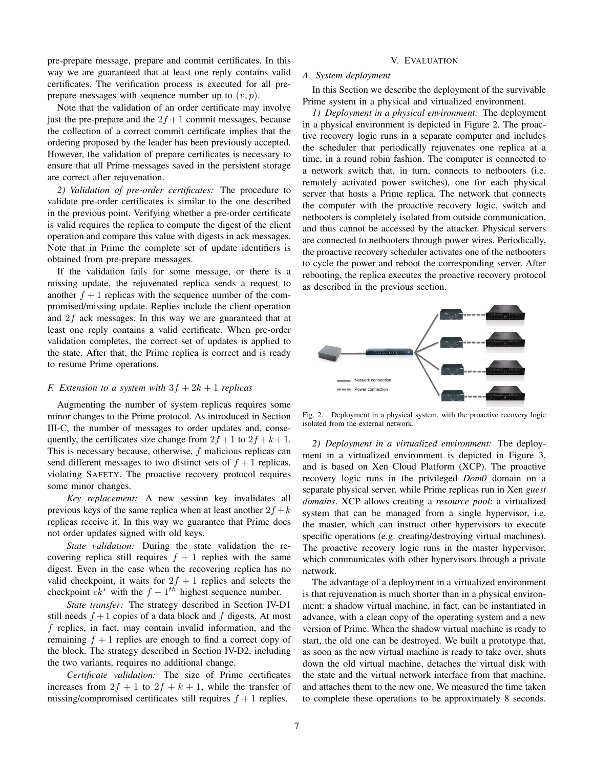pre-prepare message, prepare and commit certificates. In this way we are guaranteed that at least one reply contains valid certificates. The verification process is executed for all pre-prepare messages with sequence number up to $(v, p)$.

Note that the validation of an order certificate may involve just the pre-prepare and the $2f+1$ commit messages, because the collection of a correct commit certificate implies that the ordering proposed by the leader has been previously accepted. However, the validation of prepare certificates is necessary to ensure that all Prime messages saved in the persistent storage are correct after rejuvenation.

*2) Validation of pre-order certificates:* The procedure to validate pre-order certificates is similar to the one described in the previous point. Verifying whether a pre-order certificate is valid requires the replica to compute the digest of the client operation and compare this value with digests in ack messages. Note that in Prime the complete set of update identifiers is obtained from pre-prepare messages.

If the validation fails for some message, or there is a missing update, the rejuvenated replica sends a request to another $f+1$ replicas with the sequence number of the compromised/missing update. Replies include the client operation and $2f$ ack messages. In this way we are guaranteed that at least one reply contains a valid certificate. When pre-order validation completes, the correct set of updates is applied to the state. After that, the Prime replica is correct and is ready to resume Prime operations.

### F. Extension to a system with $3f+2k+1$ replicas

Augmenting the number of system replicas requires some minor changes to the Prime protocol. As introduced in Section III-C, the number of messages to order updates and, consequently, the certificates size change from $2f+1$ to $2f+k+1$. This is necessary because, otherwise, $f$ malicious replicas can send different messages to two distinct sets of $f+1$ replicas, violating SAFETY. The proactive recovery protocol requires some minor changes.

*Key replacement:* A new session key invalidates all previous keys of the same replica when at least another $2f+k$ replicas receive it. In this way we guarantee that Prime does not order updates signed with old keys.

*State validation:* During the state validation the recovering replica still requires $f+1$ replies with the same digest. Even in the case when the recovering replica has no valid checkpoint, it waits for $2f+1$ replies and selects the checkpoint $ck^*$ with the $f+1^{th}$ highest sequence number.

*State transfer:* The strategy described in Section IV-D1 still needs $f+1$ copies of a data block and $f$ digests. At most $f$ replies, in fact, may contain invalid information, and the remaining $f+1$ replies are enough to find a correct copy of the block. The strategy described in Section IV-D2, including the two variants, requires no additional change.

*Certificate validation:* The size of Prime certificates increases from $2f+1$ to $2f+k+1$, while the transfer of missing/compromised certificates still requires $f+1$ replies.

## V. Evaluation

### A. System deployment

In this Section we describe the deployment of the survivable Prime system in a physical and virtualized environment.

*1) Deployment in a physical environment:* The deployment in a physical environment is depicted in Figure 2. The proactive recovery logic runs in a separate computer and includes the scheduler that periodically rejuvenates one replica at a time, in a round robin fashion. The computer is connected to a network switch that, in turn, connects to netbooters (i.e. remotely activated power switches), one for each physical server that hosts a Prime replica. The network that connects the computer with the proactive recovery logic, switch and netbooters is completely isolated from outside communication, and thus cannot be accessed by the attacker. Physical servers are connected to netbooters through power wires. Periodically, the proactive recovery scheduler activates one of the netbooters to cycle the power and reboot the corresponding server. After rebooting, the replica executes the proactive recovery protocol as described in the previous section.

Network connection
Power connection

Fig. 2. Deployment in a physical system, with the proactive recovery logic isolated from the external network.

*2) Deployment in a virtualized environment:* The deployment in a virtualized environment is depicted in Figure 3, and is based on Xen Cloud Platform (XCP). The proactive recovery logic runs in the privileged *Dom0* domain on a separate physical server, while Prime replicas run in Xen *guest domains*. XCP allows creating a *resource pool*: a virtualized system that can be managed from a single hypervisor, i.e. the master, which can instruct other hypervisors to execute specific operations (e.g. creating/destroying virtual machines). The proactive recovery logic runs in the master hypervisor, which communicates with other hypervisors through a private network.

The advantage of a deployment in a virtualized environment is that rejuvenation is much shorter than in a physical environment: a shadow virtual machine, in fact, can be instantiated in advance, with a clean copy of the operating system and a new version of Prime. When the shadow virtual machine is ready to start, the old one can be destroyed. We built a prototype that, as soon as the new virtual machine is ready to take over, shuts down the old virtual machine, detaches the virtual disk with the state and the virtual network interface from that machine, and attaches them to the new one. We measured the time taken to complete these operations to be approximately 8 seconds.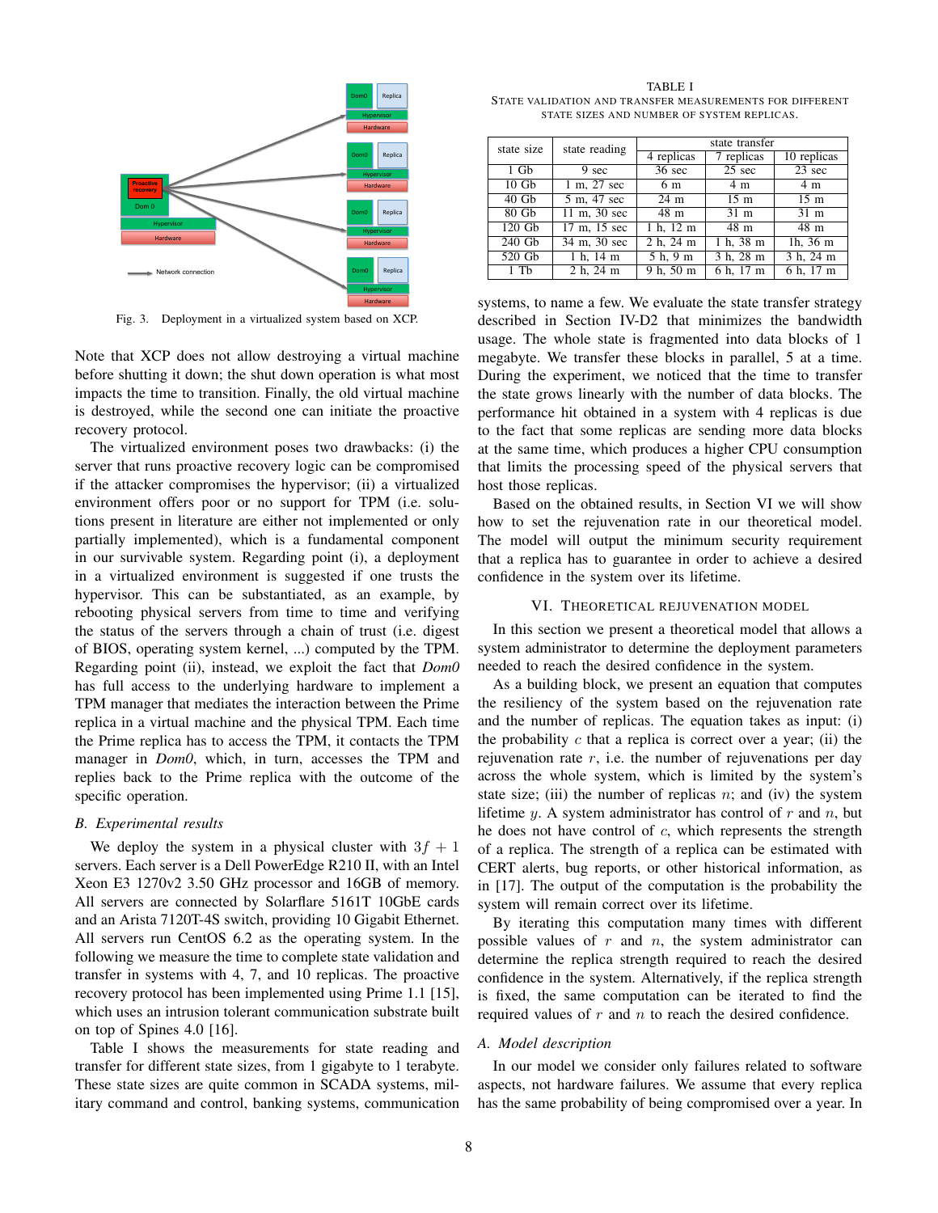Fig. 3. Deployment in a virtualized system based on XCP.

Note that XCP does not allow destroying a virtual machine before shutting it down; the shut down operation is what most impacts the time to transition. Finally, the old virtual machine is destroyed, while the second one can initiate the proactive recovery protocol.

The virtualized environment poses two drawbacks: (i) the server that runs proactive recovery logic can be compromised if the attacker compromises the hypervisor; (ii) a virtualized environment offers poor or no support for TPM (i.e. solutions present in literature are either not implemented or only partially implemented), which is a fundamental component in our survivable system. Regarding point (i), a deployment in a virtualized environment is suggested if one trusts the hypervisor. This can be substantiated, as an example, by rebooting physical servers from time to time and verifying the status of the servers through a chain of trust (i.e. digest of BIOS, operating system kernel, ...) computed by the TPM. Regarding point (ii), instead, we exploit the fact that *Dom0* has full access to the underlying hardware to implement a TPM manager that mediates the interaction between the Prime replica in a virtual machine and the physical TPM. Each time the Prime replica has to access the TPM, it contacts the TPM manager in *Dom0*, which, in turn, accesses the TPM and replies back to the Prime replica with the outcome of the specific operation.

## B. Experimental results

We deploy the system in a physical cluster with $3f + 1$ servers. Each server is a Dell PowerEdge R210 II, with an Intel Xeon E3 1270v2 3.50 GHz processor and 16GB of memory. All servers are connected by Solarflare 5161T 10GbE cards and an Arista 7120T-4S switch, providing 10 Gigabit Ethernet. All servers run CentOS 6.2 as the operating system. In the following we measure the time to complete state validation and transfer in systems with 4, 7, and 10 replicas. The proactive recovery protocol has been implemented using Prime 1.1 [15], which uses an intrusion tolerant communication substrate built on top of Spines 4.0 [16].

Table I shows the measurements for state reading and transfer for different state sizes, from 1 gigabyte to 1 terabyte. These state sizes are quite common in SCADA systems, military command and control, banking systems, communication systems, to name a few. We evaluate the state transfer strategy described in Section IV-D2 that minimizes the bandwidth usage. The whole state is fragmented into data blocks of 1 megabyte. We transfer these blocks in parallel, 5 at a time. During the experiment, we noticed that the time to transfer the state grows linearly with the number of data blocks. The performance hit obtained in a system with 4 replicas is due to the fact that some replicas are sending more data blocks at the same time, which produces a higher CPU consumption that limits the processing speed of the physical servers that host those replicas.

TABLE I
STATE VALIDATION AND TRANSFER MEASUREMENTS FOR DIFFERENT STATE SIZES AND NUMBER OF SYSTEM REPLICAS.

| state size | state reading | state transfer | | |
|---|---|---|---|---|
| | | 4 replicas | 7 replicas | 10 replicas |
| 1 Gb | 9 sec | 36 sec | 25 sec | 23 sec |
| 10 Gb | 1 m, 27 sec | 6 m | 4 m | 4 m |
| 40 Gb | 5 m, 47 sec | 24 m | 15 m | 15 m |
| 80 Gb | 11 m, 30 sec | 48 m | 31 m | 31 m |
| 120 Gb | 17 m, 15 sec | 1 h, 12 m | 48 m | 48 m |
| 240 Gb | 34 m, 30 sec | 2 h, 24 m | 1 h, 38 m | 1h, 36 m |
| 520 Gb | 1 h, 14 m | 5 h, 9 m | 3 h, 28 m | 3 h, 24 m |
| 1 Tb | 2 h, 24 m | 9 h, 50 m | 6 h, 17 m | 6 h, 17 m |

Based on the obtained results, in Section VI we will show how to set the rejuvenation rate in our theoretical model. The model will output the minimum security requirement that a replica has to guarantee in order to achieve a desired confidence in the system over its lifetime.

# VI. THEORETICAL REJUVENATION MODEL

In this section we present a theoretical model that allows a system administrator to determine the deployment parameters needed to reach the desired confidence in the system.

As a building block, we present an equation that computes the resiliency of the system based on the rejuvenation rate and the number of replicas. The equation takes as input: (i) the probability $c$ that a replica is correct over a year; (ii) the rejuvenation rate $r$, i.e. the number of rejuvenations per day across the whole system, which is limited by the system's state size; (iii) the number of replicas $n$; and (iv) the system lifetime $y$. A system administrator has control of $r$ and $n$, but he does not have control of $c$, which represents the strength of a replica. The strength of a replica can be estimated with CERT alerts, bug reports, or other historical information, as in [17]. The output of the computation is the probability the system will remain correct over its lifetime.

By iterating this computation many times with different possible values of $r$ and $n$, the system administrator can determine the replica strength required to reach the desired confidence in the system. Alternatively, if the replica strength is fixed, the same computation can be iterated to find the required values of $r$ and $n$ to reach the desired confidence.

## A. Model description

In our model we consider only failures related to software aspects, not hardware failures. We assume that every replica has the same probability of being compromised over a year. In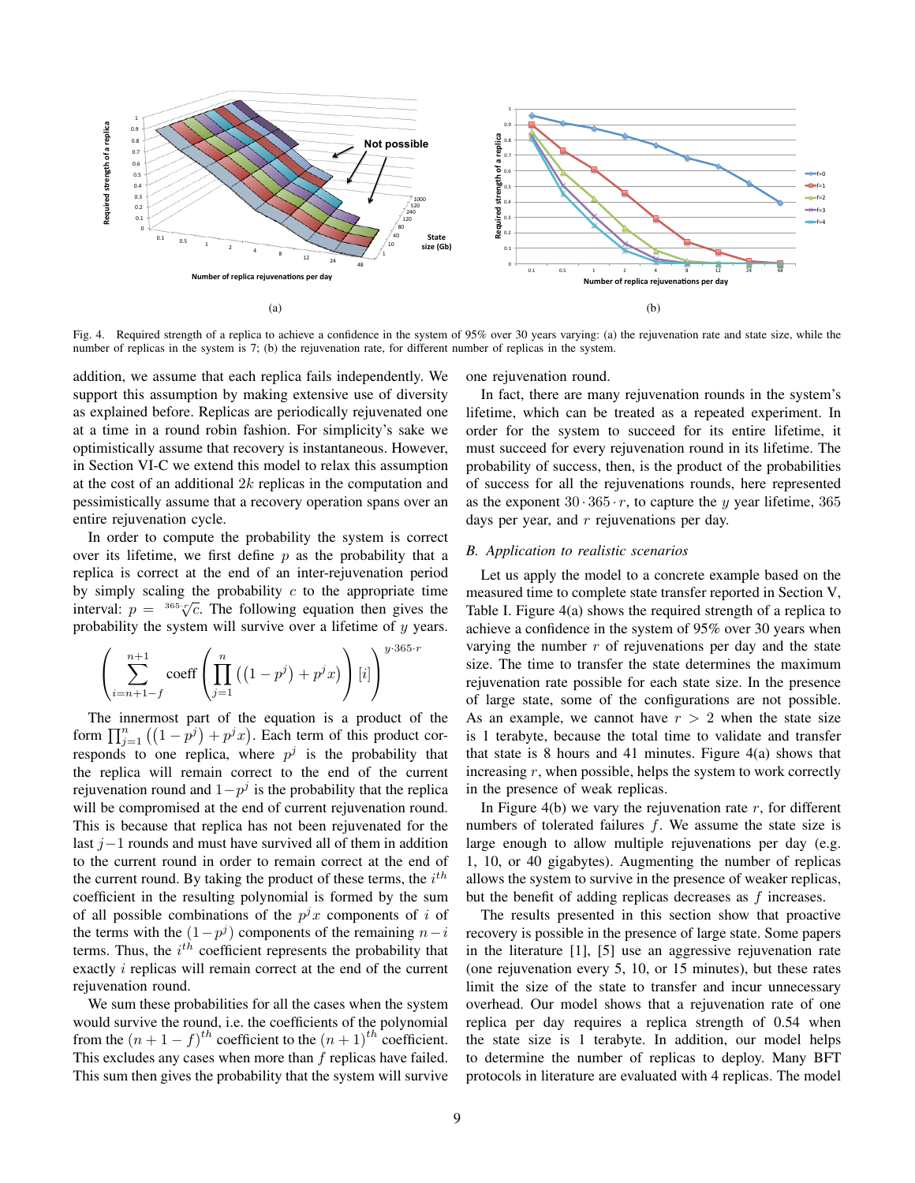Fig. 4. Required strength of a replica to achieve a confidence in the system of 95% over 30 years varying: (a) the rejuvenation rate and state size, while the number of replicas in the system is 7; (b) the rejuvenation rate, for different number of replicas in the system.

addition, we assume that each replica fails independently. We support this assumption by making extensive use of diversity as explained before. Replicas are periodically rejuvenated one at a time in a round robin fashion. For simplicity's sake we optimistically assume that recovery is instantaneous. However, in Section VI-C we extend this model to relax this assumption at the cost of an additional $2k$ replicas in the computation and pessimistically assume that a recovery operation spans over an entire rejuvenation cycle.

In order to compute the probability the system is correct over its lifetime, we first define $p$ as the probability that a replica is correct at the end of an inter-rejuvenation period by simply scaling the probability $c$ to the appropriate time interval: $p = \sqrt[365 \cdot r]{c}$. The following equation then gives the probability the system will survive over a lifetime of $y$ years.

$$\left( \sum_{i=n+1-f}^{n+1} \text{coeff} \left( \prod_{j=1}^{n} \left( \left(1 - p^j\right) + p^j x \right) \right) [i] \right)^{y \cdot 365 \cdot r}$$

The innermost part of the equation is a product of the form $\prod_{j=1}^{n} \left( \left(1 - p^j\right) + p^j x \right)$. Each term of this product corresponds to one replica, where $p^j$ is the probability that the replica will remain correct to the end of the current rejuvenation round and $1 - p^j$ is the probability that the replica will be compromised at the end of current rejuvenation round. This is because that replica has not been rejuvenated for the last $j-1$ rounds and must have survived all of them in addition to the current round in order to remain correct at the end of the current round. By taking the product of these terms, the $i^{th}$ coefficient in the resulting polynomial is formed by the sum of all possible combinations of the $p^j x$ components of $i$ of the terms with the $(1-p^j)$ components of the remaining $n-i$ terms. Thus, the $i^{th}$ coefficient represents the probability that exactly $i$ replicas will remain correct at the end of the current rejuvenation round.

We sum these probabilities for all the cases when the system would survive the round, i.e. the coefficients of the polynomial from the $(n + 1 - f)^{th}$ coefficient to the $(n + 1)^{th}$ coefficient. This excludes any cases when more than $f$ replicas have failed. This sum then gives the probability that the system will survive one rejuvenation round.

In fact, there are many rejuvenation rounds in the system's lifetime, which can be treated as a repeated experiment. In order for the system to succeed for its entire lifetime, it must succeed for every rejuvenation round in its lifetime. The probability of success, then, is the product of the probabilities of success for all the rejuvenations rounds, here represented as the exponent $30 \cdot 365 \cdot r$, to capture the $y$ year lifetime, 365 days per year, and $r$ rejuvenations per day.

### B. Application to realistic scenarios

Let us apply the model to a concrete example based on the measured time to complete state transfer reported in Section V, Table I. Figure 4(a) shows the required strength of a replica to achieve a confidence in the system of 95% over 30 years when varying the number $r$ of rejuvenations per day and the state size. The time to transfer the state determines the maximum rejuvenation rate possible for each state size. In the presence of large state, some of the configurations are not possible. As an example, we cannot have $r > 2$ when the state size is 1 terabyte, because the total time to validate and transfer that state is 8 hours and 41 minutes. Figure 4(a) shows that increasing $r$, when possible, helps the system to work correctly in the presence of weak replicas.

In Figure 4(b) we vary the rejuvenation rate $r$, for different numbers of tolerated failures $f$. We assume the state size is large enough to allow multiple rejuvenations per day (e.g. 1, 10, or 40 gigabytes). Augmenting the number of replicas allows the system to survive in the presence of weaker replicas, but the benefit of adding replicas decreases as $f$ increases.

The results presented in this section show that proactive recovery is possible in the presence of large state. Some papers in the literature [1], [5] use an aggressive rejuvenation rate (one rejuvenation every 5, 10, or 15 minutes), but these rates limit the size of the state to transfer and incur unnecessary overhead. Our model shows that a rejuvenation rate of one replica per day requires a replica strength of 0.54 when the state size is 1 terabyte. In addition, our model helps to determine the number of replicas to deploy. Many BFT protocols in literature are evaluated with 4 replicas. The model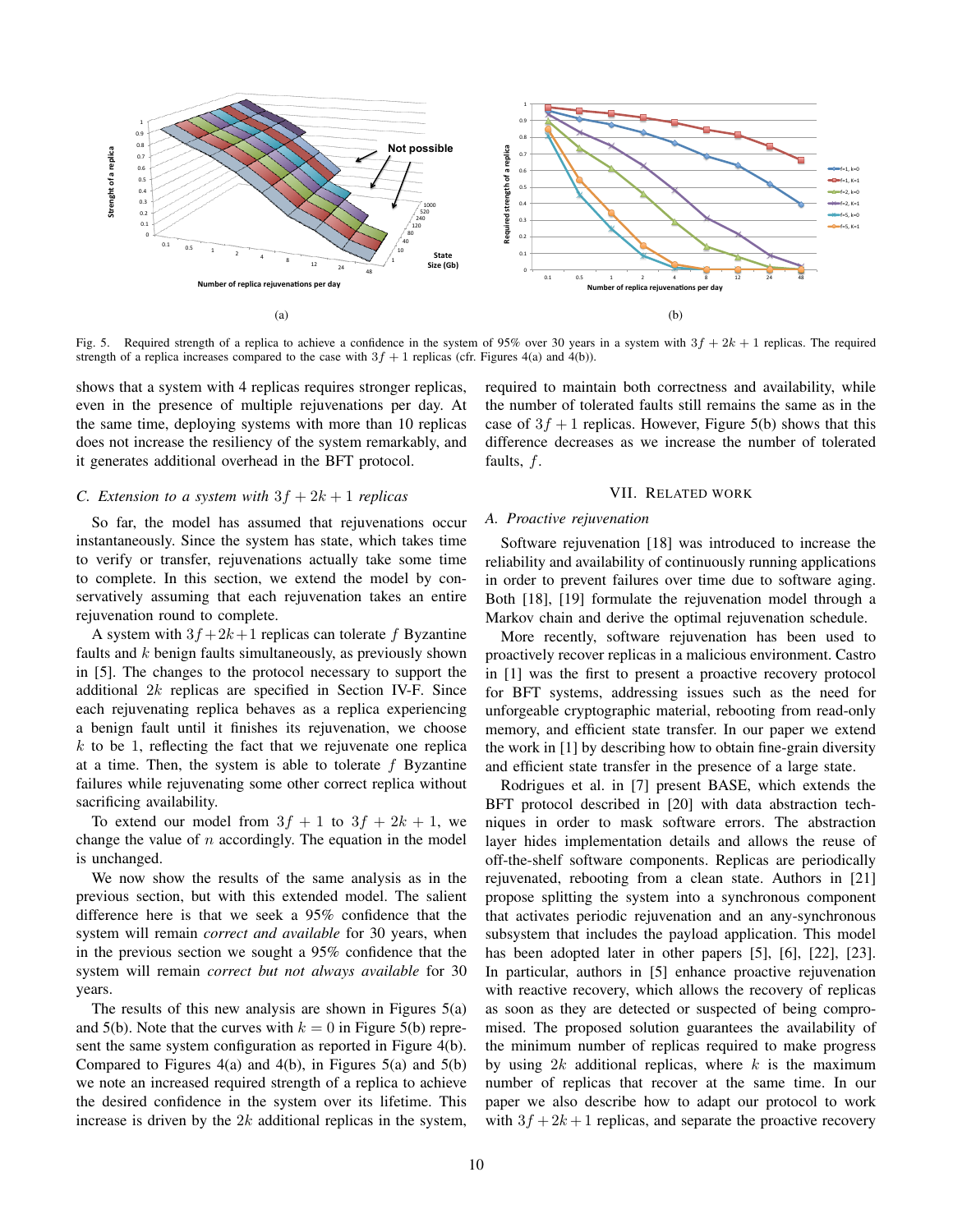Fig. 5. Required strength of a replica to achieve a confidence in the system of 95% over 30 years in a system with $3f + 2k + 1$ replicas. The required strength of a replica increases compared to the case with $3f + 1$ replicas (cfr. Figures 4(a) and 4(b)).

shows that a system with 4 replicas requires stronger replicas, even in the presence of multiple rejuvenations per day. At the same time, deploying systems with more than 10 replicas does not increase the resiliency of the system remarkably, and it generates additional overhead in the BFT protocol.

### C. Extension to a system with $3f + 2k + 1$ replicas

So far, the model has assumed that rejuvenations occur instantaneously. Since the system has state, which takes time to verify or transfer, rejuvenations actually take some time to complete. In this section, we extend the model by conservatively assuming that each rejuvenation takes an entire rejuvenation round to complete.

A system with $3f+2k+1$ replicas can tolerate $f$ Byzantine faults and $k$ benign faults simultaneously, as previously shown in [5]. The changes to the protocol necessary to support the additional $2k$ replicas are specified in Section IV-F. Since each rejuvenating replica behaves as a replica experiencing a benign fault until it finishes its rejuvenation, we choose $k$ to be 1, reflecting the fact that we rejuvenate one replica at a time. Then, the system is able to tolerate $f$ Byzantine failures while rejuvenating some other correct replica without sacrificing availability.

To extend our model from $3f + 1$ to $3f + 2k + 1$, we change the value of $n$ accordingly. The equation in the model is unchanged.

We now show the results of the same analysis as in the previous section, but with this extended model. The salient difference here is that we seek a 95% confidence that the system will remain *correct and available* for 30 years, when in the previous section we sought a 95% confidence that the system will remain *correct but not always available* for 30 years.

The results of this new analysis are shown in Figures 5(a) and 5(b). Note that the curves with $k = 0$ in Figure 5(b) represent the same system configuration as reported in Figure 4(b). Compared to Figures 4(a) and 4(b), in Figures 5(a) and 5(b) we note an increased required strength of a replica to achieve the desired confidence in the system over its lifetime. This increase is driven by the $2k$ additional replicas in the system, required to maintain both correctness and availability, while the number of tolerated faults still remains the same as in the case of $3f + 1$ replicas. However, Figure 5(b) shows that this difference decreases as we increase the number of tolerated faults, $f$.

## VII. Related Work

### A. Proactive rejuvenation

Software rejuvenation [18] was introduced to increase the reliability and availability of continuously running applications in order to prevent failures over time due to software aging. Both [18], [19] formulate the rejuvenation model through a Markov chain and derive the optimal rejuvenation schedule.

More recently, software rejuvenation has been used to proactively recover replicas in a malicious environment. Castro in [1] was the first to present a proactive recovery protocol for BFT systems, addressing issues such as the need for unforgeable cryptographic material, rebooting from read-only memory, and efficient state transfer. In our paper we extend the work in [1] by describing how to obtain fine-grain diversity and efficient state transfer in the presence of a large state.

Rodrigues et al. in [7] present BASE, which extends the BFT protocol described in [20] with data abstraction techniques in order to mask software errors. The abstraction layer hides implementation details and allows the reuse of off-the-shelf software components. Replicas are periodically rejuvenated, rebooting from a clean state. Authors in [21] propose splitting the system into a synchronous component that activates periodic rejuvenation and an any-synchronous subsystem that includes the payload application. This model has been adopted later in other papers [5], [6], [22], [23]. In particular, authors in [5] enhance proactive rejuvenation with reactive recovery, which allows the recovery of replicas as soon as they are detected or suspected of being compromised. The proposed solution guarantees the availability of the minimum number of replicas required to make progress by using $2k$ additional replicas, where $k$ is the maximum number of replicas that recover at the same time. In our paper we also describe how to adapt our protocol to work with $3f + 2k + 1$ replicas, and separate the proactive recovery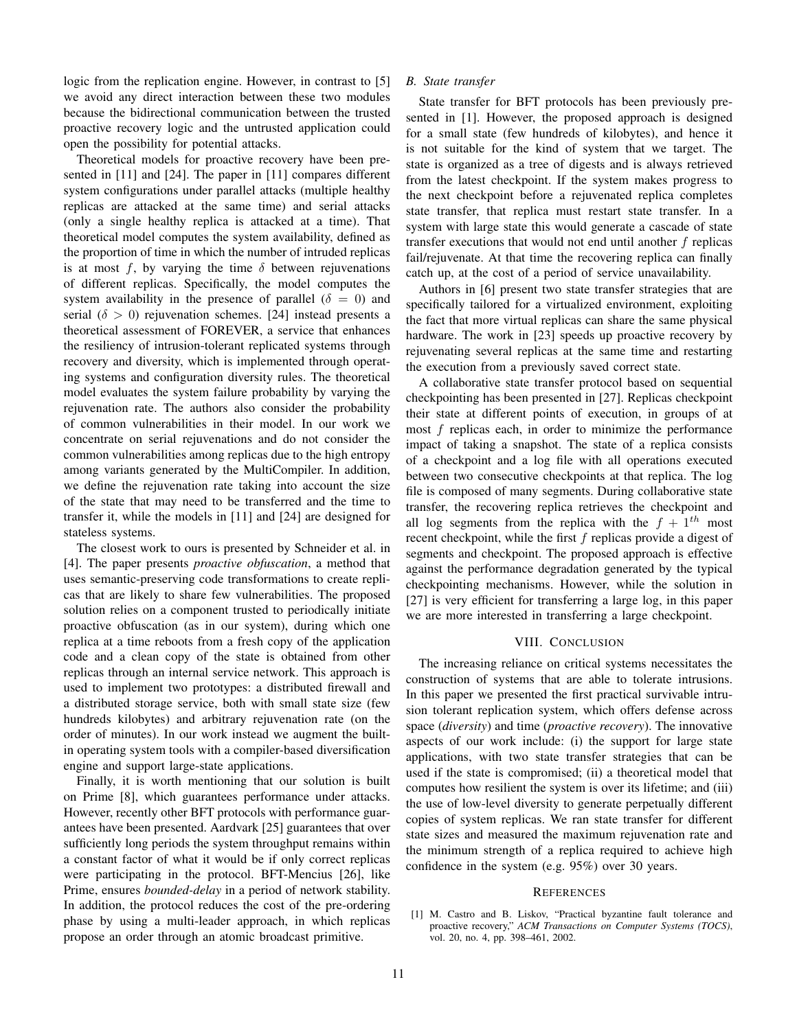logic from the replication engine. However, in contrast to [5] we avoid any direct interaction between these two modules because the bidirectional communication between the trusted proactive recovery logic and the untrusted application could open the possibility for potential attacks.

Theoretical models for proactive recovery have been presented in [11] and [24]. The paper in [11] compares different system configurations under parallel attacks (multiple healthy replicas are attacked at the same time) and serial attacks (only a single healthy replica is attacked at a time). That theoretical model computes the system availability, defined as the proportion of time in which the number of intruded replicas is at most $f$, by varying the time $\delta$ between rejuvenations of different replicas. Specifically, the model computes the system availability in the presence of parallel ($\delta = 0$) and serial ($\delta > 0$) rejuvenation schemes. [24] instead presents a theoretical assessment of FOREVER, a service that enhances the resiliency of intrusion-tolerant replicated systems through recovery and diversity, which is implemented through operating systems and configuration diversity rules. The theoretical model evaluates the system failure probability by varying the rejuvenation rate. The authors also consider the probability of common vulnerabilities in their model. In our work we concentrate on serial rejuvenations and do not consider the common vulnerabilities among replicas due to the high entropy among variants generated by the MultiCompiler. In addition, we define the rejuvenation rate taking into account the size of the state that may need to be transferred and the time to transfer it, while the models in [11] and [24] are designed for stateless systems.

The closest work to ours is presented by Schneider et al. in [4]. The paper presents *proactive obfuscation*, a method that uses semantic-preserving code transformations to create replicas that are likely to share few vulnerabilities. The proposed solution relies on a component trusted to periodically initiate proactive obfuscation (as in our system), during which one replica at a time reboots from a fresh copy of the application code and a clean copy of the state is obtained from other replicas through an internal service network. This approach is used to implement two prototypes: a distributed firewall and a distributed storage service, both with small state size (few hundreds kilobytes) and arbitrary rejuvenation rate (on the order of minutes). In our work instead we augment the built-in operating system tools with a compiler-based diversification engine and support large-state applications.

Finally, it is worth mentioning that our solution is built on Prime [8], which guarantees performance under attacks. However, recently other BFT protocols with performance guarantees have been presented. Aardvark [25] guarantees that over sufficiently long periods the system throughput remains within a constant factor of what it would be if only correct replicas were participating in the protocol. BFT-Mencius [26], like Prime, ensures *bounded-delay* in a period of network stability. In addition, the protocol reduces the cost of the pre-ordering phase by using a multi-leader approach, in which replicas propose an order through an atomic broadcast primitive.

### *B. State transfer*

State transfer for BFT protocols has been previously presented in [1]. However, the proposed approach is designed for a small state (few hundreds of kilobytes), and hence it is not suitable for the kind of system that we target. The state is organized as a tree of digests and is always retrieved from the latest checkpoint. If the system makes progress to the next checkpoint before a rejuvenated replica completes state transfer, that replica must restart state transfer. In a system with large state this would generate a cascade of state transfer executions that would not end until another $f$ replicas fail/rejuvenate. At that time the recovering replica can finally catch up, at the cost of a period of service unavailability.

Authors in [6] present two state transfer strategies that are specifically tailored for a virtualized environment, exploiting the fact that more virtual replicas can share the same physical hardware. The work in [23] speeds up proactive recovery by rejuvenating several replicas at the same time and restarting the execution from a previously saved correct state.

A collaborative state transfer protocol based on sequential checkpointing has been presented in [27]. Replicas checkpoint their state at different points of execution, in groups of at most $f$ replicas each, in order to minimize the performance impact of taking a snapshot. The state of a replica consists of a checkpoint and a log file with all operations executed between two consecutive checkpoints at that replica. The log file is composed of many segments. During collaborative state transfer, the recovering replica retrieves the checkpoint and all log segments from the replica with the $f + 1^{th}$ most recent checkpoint, while the first $f$ replicas provide a digest of segments and checkpoint. The proposed approach is effective against the performance degradation generated by the typical checkpointing mechanisms. However, while the solution in [27] is very efficient for transferring a large log, in this paper we are more interested in transferring a large checkpoint.

## VIII. Conclusion

The increasing reliance on critical systems necessitates the construction of systems that are able to tolerate intrusions. In this paper we presented the first practical survivable intrusion tolerant replication system, which offers defense across space (*diversity*) and time (*proactive recovery*). The innovative aspects of our work include: (i) the support for large state applications, with two state transfer strategies that can be used if the state is compromised; (ii) a theoretical model that computes how resilient the system is over its lifetime; and (iii) the use of low-level diversity to generate perpetually different copies of system replicas. We ran state transfer for different state sizes and measured the maximum rejuvenation rate and the minimum strength of a replica required to achieve high confidence in the system (e.g. 95%) over 30 years.

## References

[1] M. Castro and B. Liskov, "Practical byzantine fault tolerance and proactive recovery," *ACM Transactions on Computer Systems (TOCS)*, vol. 20, no. 4, pp. 398–461, 2002.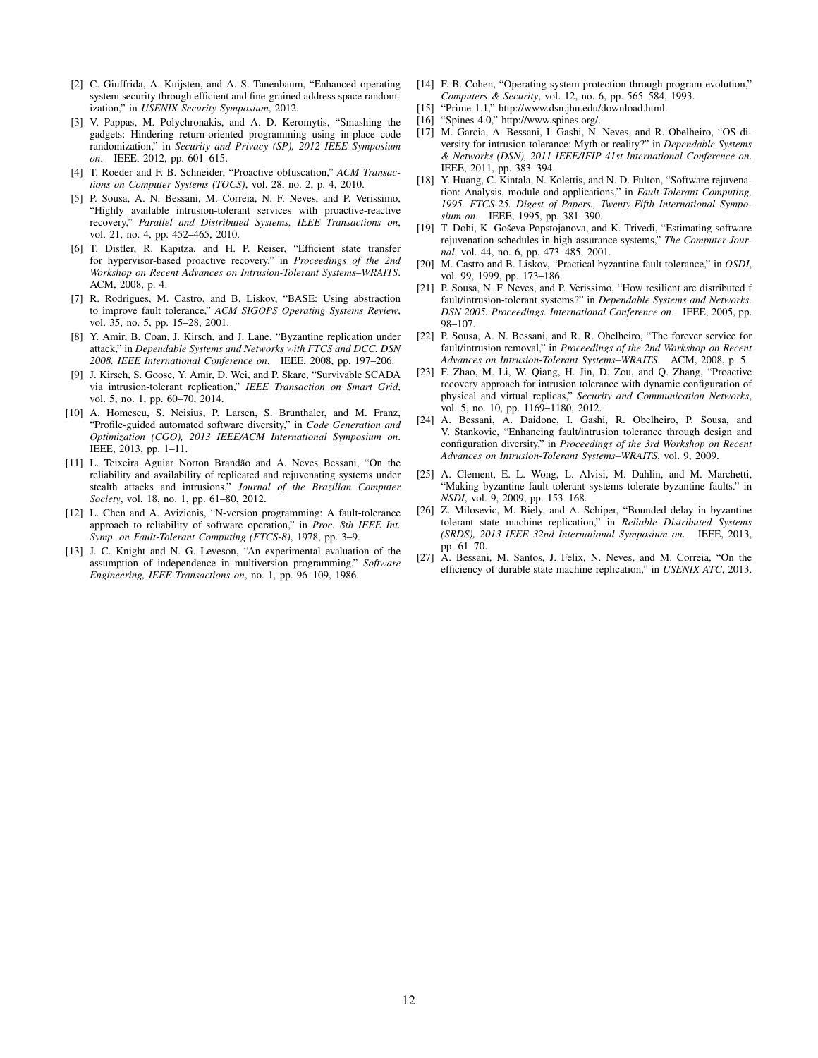[2] C. Giuffrida, A. Kuijsten, and A. S. Tanenbaum, "Enhanced operating system security through efficient and fine-grained address space randomization," in *USENIX Security Symposium*, 2012.

[3] V. Pappas, M. Polychronakis, and A. D. Keromytis, "Smashing the gadgets: Hindering return-oriented programming using in-place code randomization," in *Security and Privacy (SP), 2012 IEEE Symposium on*. IEEE, 2012, pp. 601–615.

[4] T. Roeder and F. B. Schneider, "Proactive obfuscation," *ACM Transactions on Computer Systems (TOCS)*, vol. 28, no. 2, p. 4, 2010.

[5] P. Sousa, A. N. Bessani, M. Correia, N. F. Neves, and P. Verissimo, "Highly available intrusion-tolerant services with proactive-reactive recovery," *Parallel and Distributed Systems, IEEE Transactions on*, vol. 21, no. 4, pp. 452–465, 2010.

[6] T. Distler, R. Kapitza, and H. P. Reiser, "Efficient state transfer for hypervisor-based proactive recovery," in *Proceedings of the 2nd Workshop on Recent Advances on Intrusion-Tolerant Systems–WRAITS*. ACM, 2008, p. 4.

[7] R. Rodrigues, M. Castro, and B. Liskov, "BASE: Using abstraction to improve fault tolerance," *ACM SIGOPS Operating Systems Review*, vol. 35, no. 5, pp. 15–28, 2001.

[8] Y. Amir, B. Coan, J. Kirsch, and J. Lane, "Byzantine replication under attack," in *Dependable Systems and Networks with FTCS and DCC. DSN 2008. IEEE International Conference on*. IEEE, 2008, pp. 197–206.

[9] J. Kirsch, S. Goose, Y. Amir, D. Wei, and P. Skare, "Survivable SCADA via intrusion-tolerant replication," *IEEE Transaction on Smart Grid*, vol. 5, no. 1, pp. 60–70, 2014.

[10] A. Homescu, S. Neisius, P. Larsen, S. Brunthaler, and M. Franz, "Profile-guided automated software diversity," in *Code Generation and Optimization (CGO), 2013 IEEE/ACM International Symposium on*. IEEE, 2013, pp. 1–11.

[11] L. Teixeira Aguiar Norton Brandão and A. Neves Bessani, "On the reliability and availability of replicated and rejuvenating systems under stealth attacks and intrusions," *Journal of the Brazilian Computer Society*, vol. 18, no. 1, pp. 61–80, 2012.

[12] L. Chen and A. Avizienis, "N-version programming: A fault-tolerance approach to reliability of software operation," in *Proc. 8th IEEE Int. Symp. on Fault-Tolerant Computing (FTCS-8)*, 1978, pp. 3–9.

[13] J. C. Knight and N. G. Leveson, "An experimental evaluation of the assumption of independence in multiversion programming," *Software Engineering, IEEE Transactions on*, no. 1, pp. 96–109, 1986.

[14] F. B. Cohen, "Operating system protection through program evolution," *Computers & Security*, vol. 12, no. 6, pp. 565–584, 1993.

[15] "Prime 1.1," http://www.dsn.jhu.edu/download.html.

[16] "Spines 4.0," http://www.spines.org/.

[17] M. Garcia, A. Bessani, I. Gashi, N. Neves, and R. Obelheiro, "OS diversity for intrusion tolerance: Myth or reality?" in *Dependable Systems & Networks (DSN), 2011 IEEE/IFIP 41st International Conference on*. IEEE, 2011, pp. 383–394.

[18] Y. Huang, C. Kintala, N. Kolettis, and N. D. Fulton, "Software rejuvenation: Analysis, module and applications," in *Fault-Tolerant Computing, 1995. FTCS-25. Digest of Papers., Twenty-Fifth International Symposium on*. IEEE, 1995, pp. 381–390.

[19] T. Dohi, K. Goševa-Popstojanova, and K. Trivedi, "Estimating software rejuvenation schedules in high-assurance systems," *The Computer Journal*, vol. 44, no. 6, pp. 473–485, 2001.

[20] M. Castro and B. Liskov, "Practical byzantine fault tolerance," in *OSDI*, vol. 99, 1999, pp. 173–186.

[21] P. Sousa, N. F. Neves, and P. Verissimo, "How resilient are distributed f fault/intrusion-tolerant systems?" in *Dependable Systems and Networks. DSN 2005. Proceedings. International Conference on*. IEEE, 2005, pp. 98–107.

[22] P. Sousa, A. N. Bessani, and R. R. Obelheiro, "The forever service for fault/intrusion removal," in *Proceedings of the 2nd Workshop on Recent Advances on Intrusion-Tolerant Systems–WRAITS*. ACM, 2008, p. 5.

[23] F. Zhao, M. Li, W. Qiang, H. Jin, D. Zou, and Q. Zhang, "Proactive recovery approach for intrusion tolerance with dynamic configuration of physical and virtual replicas," *Security and Communication Networks*, vol. 5, no. 10, pp. 1169–1180, 2012.

[24] A. Bessani, A. Daidone, I. Gashi, R. Obelheiro, P. Sousa, and V. Stankovic, "Enhancing fault/intrusion tolerance through design and configuration diversity," in *Proceedings of the 3rd Workshop on Recent Advances on Intrusion-Tolerant Systems–WRAITS*, vol. 9, 2009.

[25] A. Clement, E. L. Wong, L. Alvisi, M. Dahlin, and M. Marchetti, "Making byzantine fault tolerant systems tolerate byzantine faults." in *NSDI*, vol. 9, 2009, pp. 153–168.

[26] Z. Milosevic, M. Biely, and A. Schiper, "Bounded delay in byzantine tolerant state machine replication," in *Reliable Distributed Systems (SRDS), 2013 IEEE 32nd International Symposium on*. IEEE, 2013, pp. 61–70.

[27] A. Bessani, M. Santos, J. Felix, N. Neves, and M. Correia, "On the efficiency of durable state machine replication," in *USENIX ATC*, 2013.